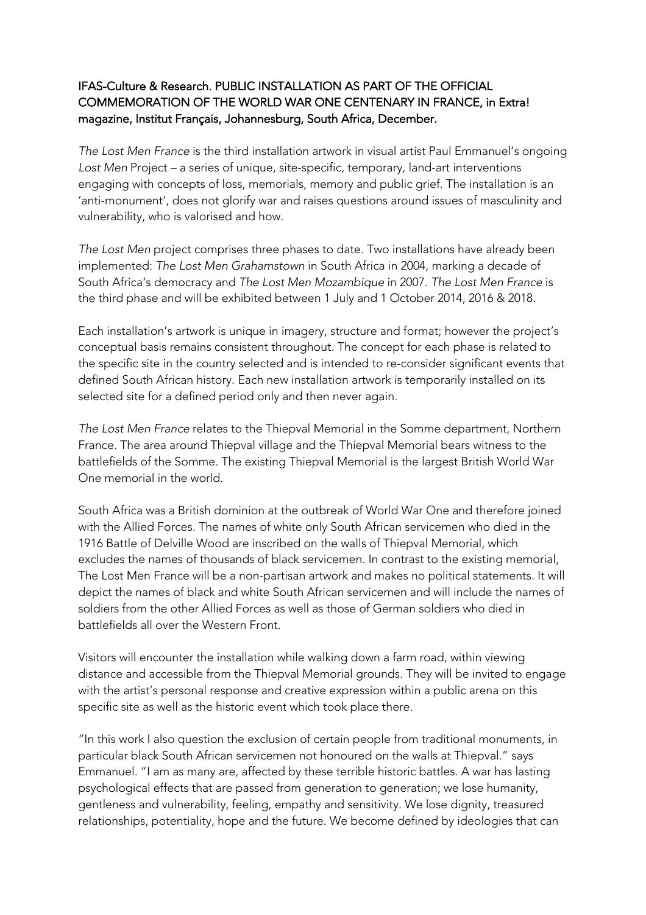IFAS-Culture & Research. PUBLIC INSTALLATION AS PART OF THE OFFICIAL COMMEMORATION OF THE WORLD WAR ONE CENTENARY IN FRANCE, in Extra! magazine, Institut Français, Johannesburg, South Africa, December.

*The Lost Men France* is the third installation artwork in visual artist Paul Emmanuel's ongoing *Lost Men* Project – a series of unique, site-specific, temporary, land-art interventions engaging with concepts of loss, memorials, memory and public grief. The installation is an 'anti-monument', does not glorify war and raises questions around issues of masculinity and vulnerability, who is valorised and how.

*The Lost Men* project comprises three phases to date. Two installations have already been implemented: *The Lost Men Grahamstown* in South Africa in 2004, marking a decade of South Africa's democracy and *The Lost Men Mozambique* in 2007. *The Lost Men France* is the third phase and will be exhibited between 1 July and 1 October 2014, 2016 & 2018.

Each installation's artwork is unique in imagery, structure and format; however the project's conceptual basis remains consistent throughout. The concept for each phase is related to the specific site in the country selected and is intended to re-consider significant events that defined South African history. Each new installation artwork is temporarily installed on its selected site for a defined period only and then never again.

*The Lost Men France* relates to the Thiepval Memorial in the Somme department, Northern France. The area around Thiepval village and the Thiepval Memorial bears witness to the battlefields of the Somme. The existing Thiepval Memorial is the largest British World War One memorial in the world.

South Africa was a British dominion at the outbreak of World War One and therefore joined with the Allied Forces. The names of white only South African servicemen who died in the 1916 Battle of Delville Wood are inscribed on the walls of Thiepval Memorial, which excludes the names of thousands of black servicemen. In contrast to the existing memorial, The Lost Men France will be a non-partisan artwork and makes no political statements. It will depict the names of black and white South African servicemen and will include the names of soldiers from the other Allied Forces as well as those of German soldiers who died in battlefields all over the Western Front.

Visitors will encounter the installation while walking down a farm road, within viewing distance and accessible from the Thiepval Memorial grounds. They will be invited to engage with the artist's personal response and creative expression within a public arena on this specific site as well as the historic event which took place there.

"In this work I also question the exclusion of certain people from traditional monuments, in particular black South African servicemen not honoured on the walls at Thiepval." says Emmanuel. "I am as many are, affected by these terrible historic battles. A war has lasting psychological effects that are passed from generation to generation; we lose humanity, gentleness and vulnerability, feeling, empathy and sensitivity. We lose dignity, treasured relationships, potentiality, hope and the future. We become defined by ideologies that can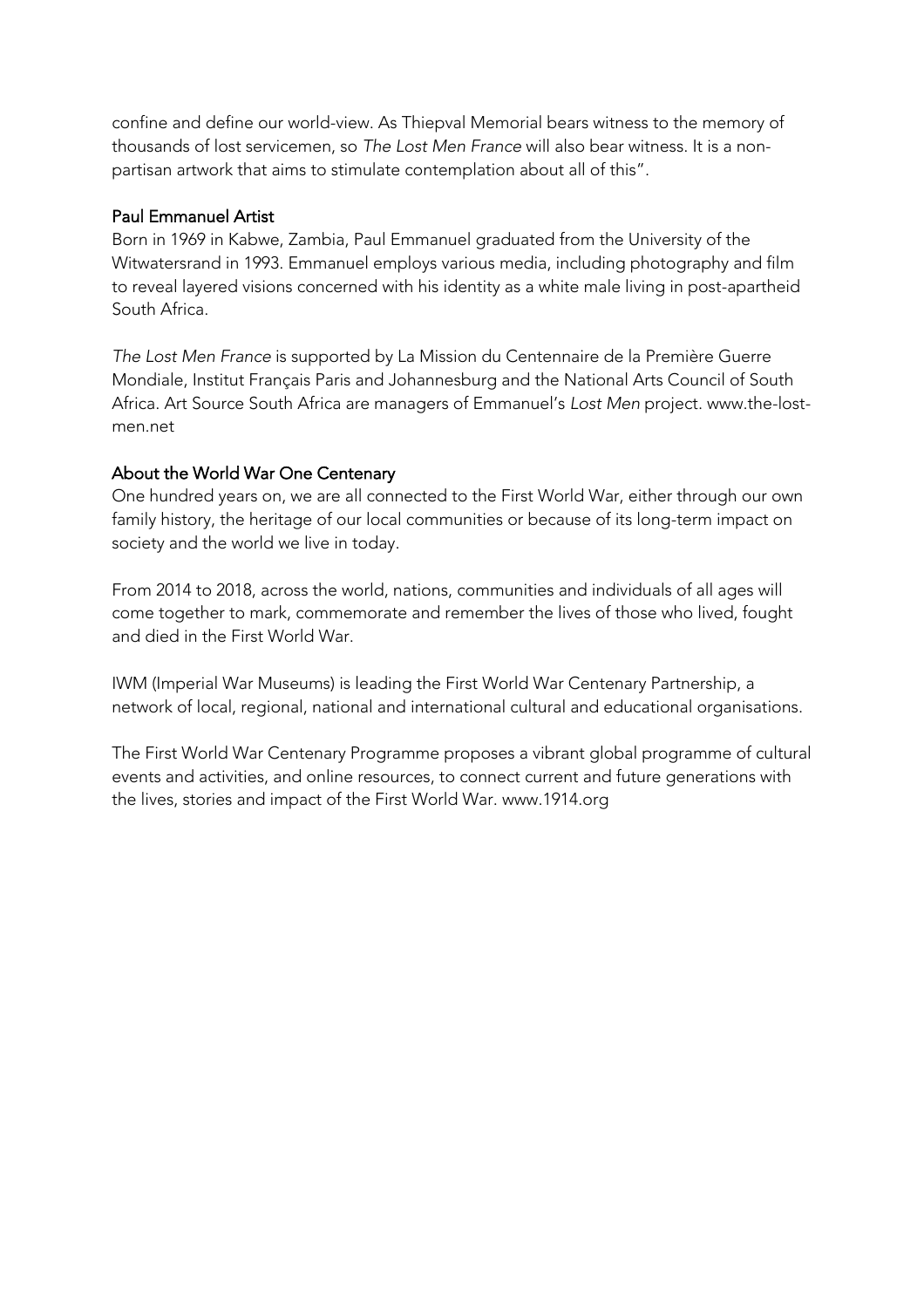confine and define our world-view. As Thiepval Memorial bears witness to the memory of thousands of lost servicemen, so *The Lost Men France* will also bear witness. It is a non-partisan artwork that aims to stimulate contemplation about all of this".

## Paul Emmanuel Artist

Born in 1969 in Kabwe, Zambia, Paul Emmanuel graduated from the University of the Witwatersrand in 1993. Emmanuel employs various media, including photography and film to reveal layered visions concerned with his identity as a white male living in post-apartheid South Africa.

*The Lost Men France* is supported by La Mission du Centennaire de la Première Guerre Mondiale, Institut Français Paris and Johannesburg and the National Arts Council of South Africa. Art Source South Africa are managers of Emmanuel's *Lost Men* project. www.the-lost-men.net

## About the World War One Centenary

One hundred years on, we are all connected to the First World War, either through our own family history, the heritage of our local communities or because of its long-term impact on society and the world we live in today.

From 2014 to 2018, across the world, nations, communities and individuals of all ages will come together to mark, commemorate and remember the lives of those who lived, fought and died in the First World War.

IWM (Imperial War Museums) is leading the First World War Centenary Partnership, a network of local, regional, national and international cultural and educational organisations.

The First World War Centenary Programme proposes a vibrant global programme of cultural events and activities, and online resources, to connect current and future generations with the lives, stories and impact of the First World War. www.1914.org